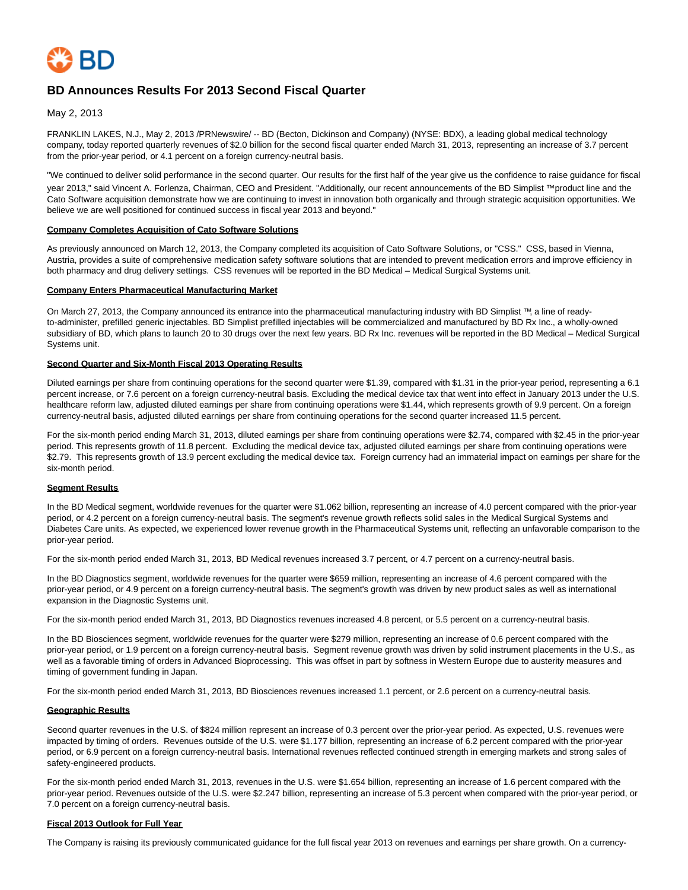# BD Announces Results For 2013 Second Fiscal Quarter

May 2, 2013

FRANKLIN LAKES, N.J., May 2, 2013 /PRNewswire/ -- BD (Becton, Dickinson and Company) (NYSE: BDX), a leading global medical technology company, today reported quarterly revenues of $2.0 billion for the second fiscal quarter ended March 31, 2013, representing an increase of 3.7 percent from the prior-year period, or 4.1 percent on a foreign currency-neutral basis.

"We continued to deliver solid performance in the second quarter. Our results for the first half of the year give us the confidence to raise guidance for fiscal year 2013," said Vincent A. Forlenza, Chairman, CEO and President. "Additionally, our recent announcements of the BD Simplist ™product line and the Cato Software acquisition demonstrate how we are continuing to invest in innovation both organically and through strategic acquisition opportunities. We believe we are well positioned for continued success in fiscal year 2013 and beyond."

**Company Completes Acquisition of Cato Software Solutions**

As previously announced on March 12, 2013, the Company completed its acquisition of Cato Software Solutions, or "CSS." CSS, based in Vienna, Austria, provides a suite of comprehensive medication safety software solutions that are intended to prevent medication errors and improve efficiency in both pharmacy and drug delivery settings. CSS revenues will be reported in the BD Medical – Medical Surgical Systems unit.

**Company Enters Pharmaceutical Manufacturing Market**

On March 27, 2013, the Company announced its entrance into the pharmaceutical manufacturing industry with BD Simplist ™, a line of ready-to-administer, prefilled generic injectables. BD Simplist prefilled injectables will be commercialized and manufactured by BD Rx Inc., a wholly-owned subsidiary of BD, which plans to launch 20 to 30 drugs over the next few years. BD Rx Inc. revenues will be reported in the BD Medical – Medical Surgical Systems unit.

**Second Quarter and Six-Month Fiscal 2013 Operating Results**

Diluted earnings per share from continuing operations for the second quarter were $1.39, compared with $1.31 in the prior-year period, representing a 6.1 percent increase, or 7.6 percent on a foreign currency-neutral basis. Excluding the medical device tax that went into effect in January 2013 under the U.S. healthcare reform law, adjusted diluted earnings per share from continuing operations were $1.44, which represents growth of 9.9 percent. On a foreign currency-neutral basis, adjusted diluted earnings per share from continuing operations for the second quarter increased 11.5 percent.

For the six-month period ending March 31, 2013, diluted earnings per share from continuing operations were $2.74, compared with $2.45 in the prior-year period. This represents growth of 11.8 percent. Excluding the medical device tax, adjusted diluted earnings per share from continuing operations were $2.79. This represents growth of 13.9 percent excluding the medical device tax. Foreign currency had an immaterial impact on earnings per share for the six-month period.

**Segment Results**

In the BD Medical segment, worldwide revenues for the quarter were $1.062 billion, representing an increase of 4.0 percent compared with the prior-year period, or 4.2 percent on a foreign currency-neutral basis. The segment's revenue growth reflects solid sales in the Medical Surgical Systems and Diabetes Care units. As expected, we experienced lower revenue growth in the Pharmaceutical Systems unit, reflecting an unfavorable comparison to the prior-year period.

For the six-month period ended March 31, 2013, BD Medical revenues increased 3.7 percent, or 4.7 percent on a currency-neutral basis.

In the BD Diagnostics segment, worldwide revenues for the quarter were $659 million, representing an increase of 4.6 percent compared with the prior-year period, or 4.9 percent on a foreign currency-neutral basis. The segment's growth was driven by new product sales as well as international expansion in the Diagnostic Systems unit.

For the six-month period ended March 31, 2013, BD Diagnostics revenues increased 4.8 percent, or 5.5 percent on a currency-neutral basis.

In the BD Biosciences segment, worldwide revenues for the quarter were $279 million, representing an increase of 0.6 percent compared with the prior-year period, or 1.9 percent on a foreign currency-neutral basis. Segment revenue growth was driven by solid instrument placements in the U.S., as well as a favorable timing of orders in Advanced Bioprocessing. This was offset in part by softness in Western Europe due to austerity measures and timing of government funding in Japan.

For the six-month period ended March 31, 2013, BD Biosciences revenues increased 1.1 percent, or 2.6 percent on a currency-neutral basis.

**Geographic Results**

Second quarter revenues in the U.S. of $824 million represent an increase of 0.3 percent over the prior-year period. As expected, U.S. revenues were impacted by timing of orders. Revenues outside of the U.S. were $1.177 billion, representing an increase of 6.2 percent compared with the prior-year period, or 6.9 percent on a foreign currency-neutral basis. International revenues reflected continued strength in emerging markets and strong sales of safety-engineered products.

For the six-month period ended March 31, 2013, revenues in the U.S. were $1.654 billion, representing an increase of 1.6 percent compared with the prior-year period. Revenues outside of the U.S. were $2.247 billion, representing an increase of 5.3 percent when compared with the prior-year period, or 7.0 percent on a foreign currency-neutral basis.

**Fiscal 2013 Outlook for Full Year**

The Company is raising its previously communicated guidance for the full fiscal year 2013 on revenues and earnings per share growth. On a currency-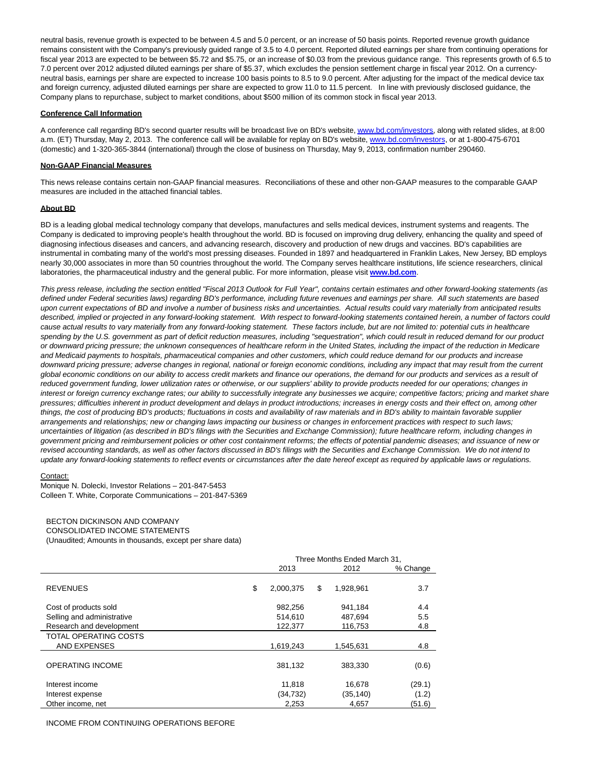neutral basis, revenue growth is expected to be between 4.5 and 5.0 percent, or an increase of 50 basis points. Reported revenue growth guidance remains consistent with the Company's previously guided range of 3.5 to 4.0 percent. Reported diluted earnings per share from continuing operations for fiscal year 2013 are expected to be between $5.72 and $5.75, or an increase of $0.03 from the previous guidance range. This represents growth of 6.5 to 7.0 percent over 2012 adjusted diluted earnings per share of $5.37, which excludes the pension settlement charge in fiscal year 2012. On a currency-neutral basis, earnings per share are expected to increase 100 basis points to 8.5 to 9.0 percent. After adjusting for the impact of the medical device tax and foreign currency, adjusted diluted earnings per share are expected to grow 11.0 to 11.5 percent. In line with previously disclosed guidance, the Company plans to repurchase, subject to market conditions, about $500 million of its common stock in fiscal year 2013.

**Conference Call Information**

A conference call regarding BD's second quarter results will be broadcast live on BD's website, www.bd.com/investors, along with related slides, at 8:00 a.m. (ET) Thursday, May 2, 2013. The conference call will be available for replay on BD's website, www.bd.com/investors, or at 1-800-475-6701 (domestic) and 1-320-365-3844 (international) through the close of business on Thursday, May 9, 2013, confirmation number 290460.

**Non-GAAP Financial Measures**

This news release contains certain non-GAAP financial measures. Reconciliations of these and other non-GAAP measures to the comparable GAAP measures are included in the attached financial tables.

**About BD**

BD is a leading global medical technology company that develops, manufactures and sells medical devices, instrument systems and reagents. The Company is dedicated to improving people's health throughout the world. BD is focused on improving drug delivery, enhancing the quality and speed of diagnosing infectious diseases and cancers, and advancing research, discovery and production of new drugs and vaccines. BD's capabilities are instrumental in combating many of the world's most pressing diseases. Founded in 1897 and headquartered in Franklin Lakes, New Jersey, BD employs nearly 30,000 associates in more than 50 countries throughout the world. The Company serves healthcare institutions, life science researchers, clinical laboratories, the pharmaceutical industry and the general public. For more information, please visit **www.bd.com**.

*This press release, including the section entitled "Fiscal 2013 Outlook for Full Year", contains certain estimates and other forward-looking statements (as defined under Federal securities laws) regarding BD's performance, including future revenues and earnings per share. All such statements are based upon current expectations of BD and involve a number of business risks and uncertainties. Actual results could vary materially from anticipated results described, implied or projected in any forward-looking statement. With respect to forward-looking statements contained herein, a number of factors could cause actual results to vary materially from any forward-looking statement. These factors include, but are not limited to: potential cuts in healthcare spending by the U.S. government as part of deficit reduction measures, including "sequestration", which could result in reduced demand for our product or downward pricing pressure; the unknown consequences of healthcare reform in the United States, including the impact of the reduction in Medicare and Medicaid payments to hospitals, pharmaceutical companies and other customers, which could reduce demand for our products and increase downward pricing pressure; adverse changes in regional, national or foreign economic conditions, including any impact that may result from the current global economic conditions on our ability to access credit markets and finance our operations, the demand for our products and services as a result of reduced government funding, lower utilization rates or otherwise, or our suppliers' ability to provide products needed for our operations; changes in interest or foreign currency exchange rates; our ability to successfully integrate any businesses we acquire; competitive factors; pricing and market share pressures; difficulties inherent in product development and delays in product introductions; increases in energy costs and their effect on, among other things, the cost of producing BD's products; fluctuations in costs and availability of raw materials and in BD's ability to maintain favorable supplier arrangements and relationships; new or changing laws impacting our business or changes in enforcement practices with respect to such laws; uncertainties of litigation (as described in BD's filings with the Securities and Exchange Commission); future healthcare reform, including changes in government pricing and reimbursement policies or other cost containment reforms; the effects of potential pandemic diseases; and issuance of new or revised accounting standards, as well as other factors discussed in BD's filings with the Securities and Exchange Commission. We do not intend to update any forward-looking statements to reflect events or circumstances after the date hereof except as required by applicable laws or regulations.*

Contact:
Monique N. Dolecki, Investor Relations – 201-847-5453
Colleen T. White, Corporate Communications – 201-847-5369

BECTON DICKINSON AND COMPANY
CONSOLIDATED INCOME STATEMENTS
(Unaudited; Amounts in thousands, except per share data)

| | Three Months Ended March 31, | | |
|---|---|---|---|
| | 2013 | 2012 | % Change |
| REVENUES | $ 2,000,375 | $ 1,928,961 | 3.7 |
| Cost of products sold | 982,256 | 941,184 | 4.4 |
| Selling and administrative | 514,610 | 487,694 | 5.5 |
| Research and development | 122,377 | 116,753 | 4.8 |
| TOTAL OPERATING COSTS AND EXPENSES | 1,619,243 | 1,545,631 | 4.8 |
| OPERATING INCOME | 381,132 | 383,330 | (0.6) |
| Interest income | 11,818 | 16,678 | (29.1) |
| Interest expense | (34,732) | (35,140) | (1.2) |
| Other income, net | 2,253 | 4,657 | (51.6) |

INCOME FROM CONTINUING OPERATIONS BEFORE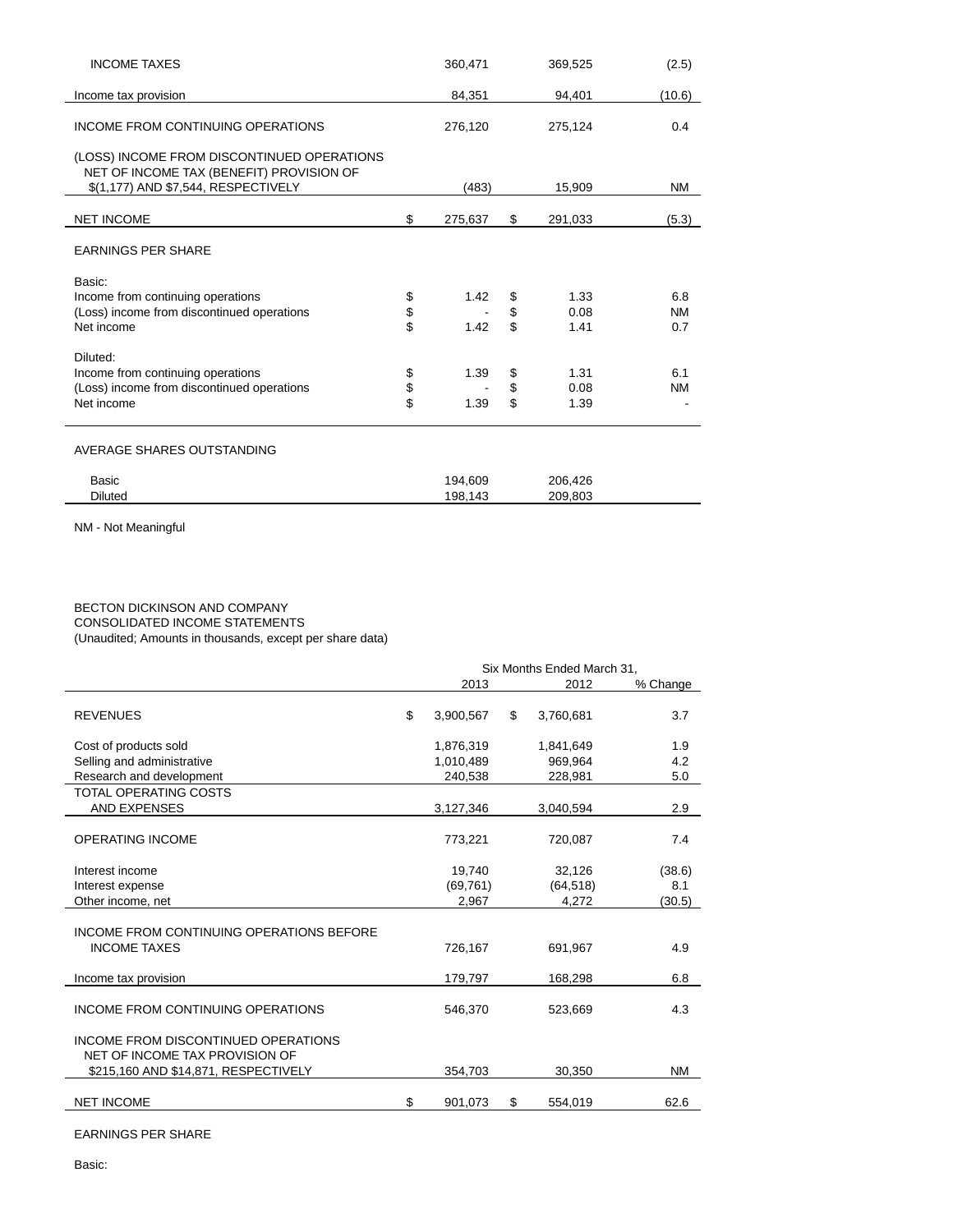| | 2013 | 2012 | % Change |
|---|---|---|---|
| INCOME TAXES | 360,471 | 369,525 | (2.5) |
| Income tax provision | 84,351 | 94,401 | (10.6) |
| INCOME FROM CONTINUING OPERATIONS | 276,120 | 275,124 | 0.4 |
| (LOSS) INCOME FROM DISCONTINUED OPERATIONS NET OF INCOME TAX (BENEFIT) PROVISION OF $(1,177) AND $7,544, RESPECTIVELY | (483) | 15,909 | NM |
| NET INCOME | $ 275,637 | $ 291,033 | (5.3) |
| EARNINGS PER SHARE | | | |
| Basic: | | | |
| Income from continuing operations | $ 1.42 | $ 1.33 | 6.8 |
| (Loss) income from discontinued operations | $ - | $ 0.08 | NM |
| Net income | $ 1.42 | $ 1.41 | 0.7 |
| Diluted: | | | |
| Income from continuing operations | $ 1.39 | $ 1.31 | 6.1 |
| (Loss) income from discontinued operations | $ - | $ 0.08 | NM |
| Net income | $ 1.39 | $ 1.39 | - |
| AVERAGE SHARES OUTSTANDING | | | |
| Basic | 194,609 | 206,426 | |
| Diluted | 198,143 | 209,803 | |

NM - Not Meaningful

BECTON DICKINSON AND COMPANY
CONSOLIDATED INCOME STATEMENTS
(Unaudited; Amounts in thousands, except per share data)

| | Six Months Ended March 31, | | |
|---|---|---|---|
| | 2013 | 2012 | % Change |
| REVENUES | $ 3,900,567 | $ 3,760,681 | 3.7 |
| Cost of products sold | 1,876,319 | 1,841,649 | 1.9 |
| Selling and administrative | 1,010,489 | 969,964 | 4.2 |
| Research and development | 240,538 | 228,981 | 5.0 |
| TOTAL OPERATING COSTS AND EXPENSES | 3,127,346 | 3,040,594 | 2.9 |
| OPERATING INCOME | 773,221 | 720,087 | 7.4 |
| Interest income | 19,740 | 32,126 | (38.6) |
| Interest expense | (69,761) | (64,518) | 8.1 |
| Other income, net | 2,967 | 4,272 | (30.5) |
| INCOME FROM CONTINUING OPERATIONS BEFORE INCOME TAXES | 726,167 | 691,967 | 4.9 |
| Income tax provision | 179,797 | 168,298 | 6.8 |
| INCOME FROM CONTINUING OPERATIONS | 546,370 | 523,669 | 4.3 |
| INCOME FROM DISCONTINUED OPERATIONS NET OF INCOME TAX PROVISION OF $215,160 AND $14,871, RESPECTIVELY | 354,703 | 30,350 | NM |
| NET INCOME | $ 901,073 | $ 554,019 | 62.6 |

EARNINGS PER SHARE

Basic: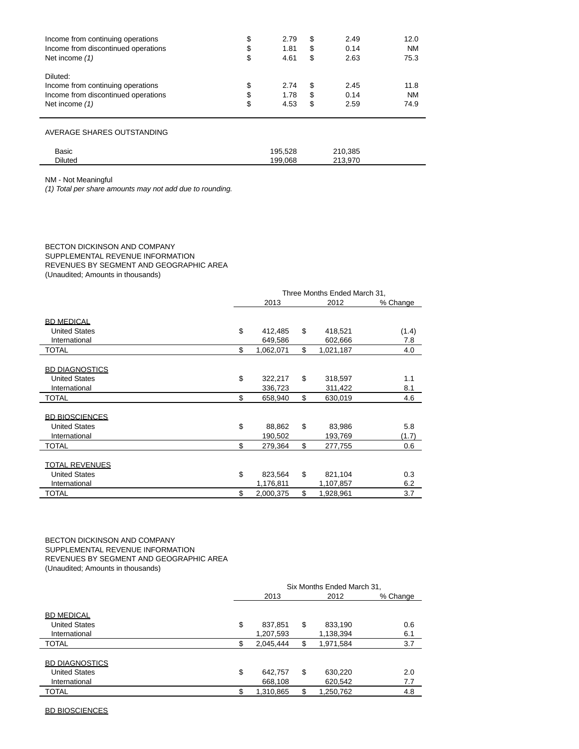| | 2013 | 2012 | % Change |
|---|---|---|---|
| Income from continuing operations | $ 2.79 | $ 2.49 | 12.0 |
| Income from discontinued operations | $ 1.81 | $ 0.14 | NM |
| Net income *(1)* | $ 4.61 | $ 2.63 | 75.3 |
| | | | |
| Diluted: | | | |
| Income from continuing operations | $ 2.74 | $ 2.45 | 11.8 |
| Income from discontinued operations | $ 1.78 | $ 0.14 | NM |
| Net income *(1)* | $ 4.53 | $ 2.59 | 74.9 |

AVERAGE SHARES OUTSTANDING

| | | |
|---|---|---|
| Basic | 195,528 | 210,385 |
| Diluted | 199,068 | 213,970 |

NM - Not Meaningful

*(1) Total per share amounts may not add due to rounding.*

BECTON DICKINSON AND COMPANY
SUPPLEMENTAL REVENUE INFORMATION
REVENUES BY SEGMENT AND GEOGRAPHIC AREA
(Unaudited; Amounts in thousands)

| | Three Months Ended March 31, | | |
|---|---|---|---|
| | 2013 | 2012 | % Change |
| BD MEDICAL | | | |
| United States | $ 412,485 | $ 418,521 | (1.4) |
| International | 649,586 | 602,666 | 7.8 |
| TOTAL | $ 1,062,071 | $ 1,021,187 | 4.0 |
| | | | |
| BD DIAGNOSTICS | | | |
| United States | $ 322,217 | $ 318,597 | 1.1 |
| International | 336,723 | 311,422 | 8.1 |
| TOTAL | $ 658,940 | $ 630,019 | 4.6 |
| | | | |
| BD BIOSCIENCES | | | |
| United States | $ 88,862 | $ 83,986 | 5.8 |
| International | 190,502 | 193,769 | (1.7) |
| TOTAL | $ 279,364 | $ 277,755 | 0.6 |
| | | | |
| TOTAL REVENUES | | | |
| United States | $ 823,564 | $ 821,104 | 0.3 |
| International | 1,176,811 | 1,107,857 | 6.2 |
| TOTAL | $ 2,000,375 | $ 1,928,961 | 3.7 |

BECTON DICKINSON AND COMPANY
SUPPLEMENTAL REVENUE INFORMATION
REVENUES BY SEGMENT AND GEOGRAPHIC AREA
(Unaudited; Amounts in thousands)

| | Six Months Ended March 31, | | |
|---|---|---|---|
| | 2013 | 2012 | % Change |
| BD MEDICAL | | | |
| United States | $ 837,851 | $ 833,190 | 0.6 |
| International | 1,207,593 | 1,138,394 | 6.1 |
| TOTAL | $ 2,045,444 | $ 1,971,584 | 3.7 |
| | | | |
| BD DIAGNOSTICS | | | |
| United States | $ 642,757 | $ 630,220 | 2.0 |
| International | 668,108 | 620,542 | 7.7 |
| TOTAL | $ 1,310,865 | $ 1,250,762 | 4.8 |
| | | | |
| BD BIOSCIENCES | | | |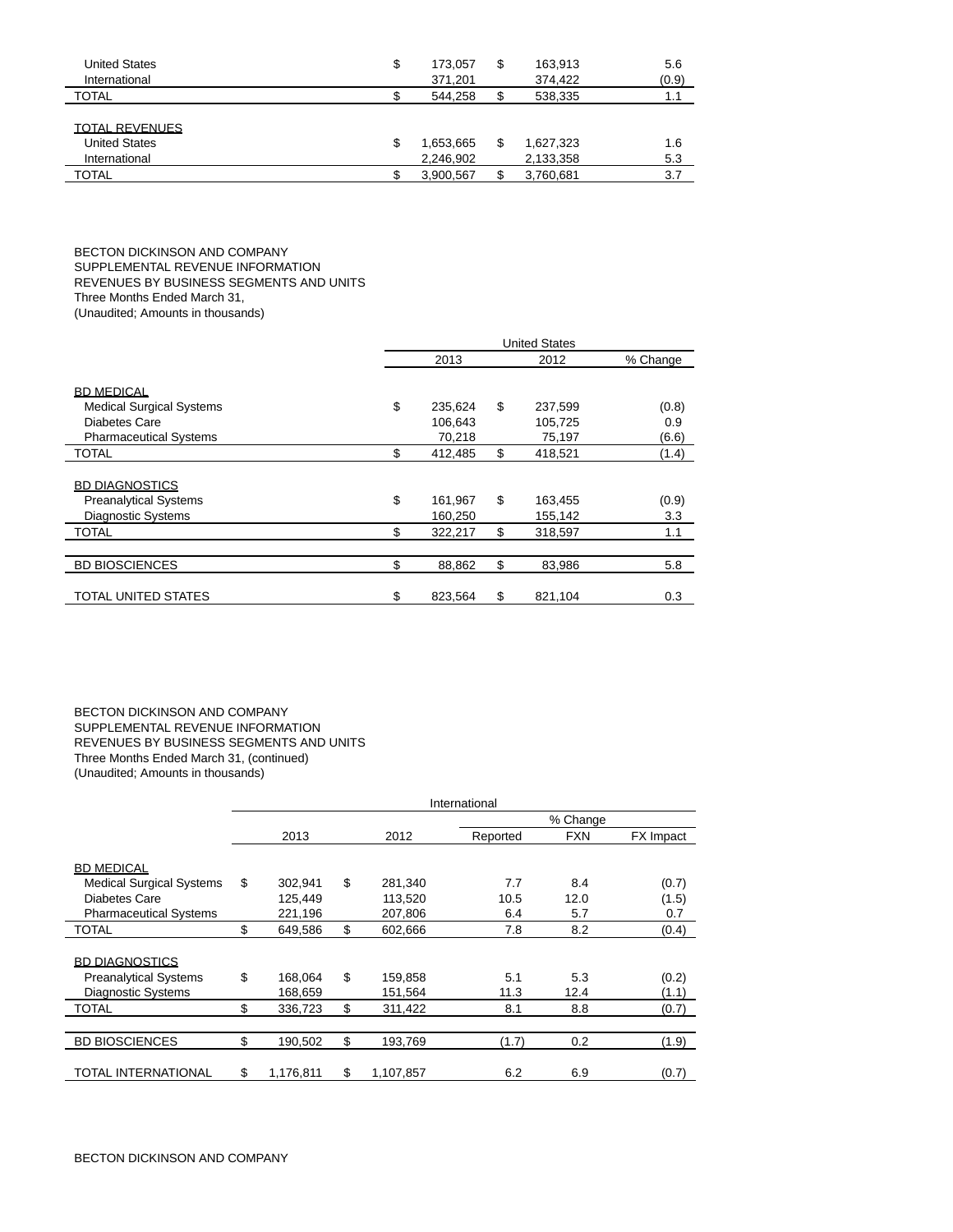| | 2013 | 2012 | % Change |
|---|---|---|---|
| United States | $ 173,057 | $ 163,913 | 5.6 |
| International | 371,201 | 374,422 | (0.9) |
| TOTAL | $ 544,258 | $ 538,335 | 1.1 |
| | | | |
| TOTAL REVENUES | | | |
| United States | $ 1,653,665 | $ 1,627,323 | 1.6 |
| International | 2,246,902 | 2,133,358 | 5.3 |
| TOTAL | $ 3,900,567 | $ 3,760,681 | 3.7 |

BECTON DICKINSON AND COMPANY
SUPPLEMENTAL REVENUE INFORMATION
REVENUES BY BUSINESS SEGMENTS AND UNITS
Three Months Ended March 31,
(Unaudited; Amounts in thousands)

| | United States | | |
|---|---|---|---|
| | 2013 | 2012 | % Change |
| BD MEDICAL | | | |
| Medical Surgical Systems | $ 235,624 | $ 237,599 | (0.8) |
| Diabetes Care | 106,643 | 105,725 | 0.9 |
| Pharmaceutical Systems | 70,218 | 75,197 | (6.6) |
| TOTAL | $ 412,485 | $ 418,521 | (1.4) |
| | | | |
| BD DIAGNOSTICS | | | |
| Preanalytical Systems | $ 161,967 | $ 163,455 | (0.9) |
| Diagnostic Systems | 160,250 | 155,142 | 3.3 |
| TOTAL | $ 322,217 | $ 318,597 | 1.1 |
| | | | |
| BD BIOSCIENCES | $ 88,862 | $ 83,986 | 5.8 |
| | | | |
| TOTAL UNITED STATES | $ 823,564 | $ 821,104 | 0.3 |

BECTON DICKINSON AND COMPANY
SUPPLEMENTAL REVENUE INFORMATION
REVENUES BY BUSINESS SEGMENTS AND UNITS
Three Months Ended March 31, (continued)
(Unaudited; Amounts in thousands)

| | International | | | | |
|---|---|---|---|---|---|
| | | | % Change | | |
| | 2013 | 2012 | Reported | FXN | FX Impact |
| BD MEDICAL | | | | | |
| Medical Surgical Systems | $ 302,941 | $ 281,340 | 7.7 | 8.4 | (0.7) |
| Diabetes Care | 125,449 | 113,520 | 10.5 | 12.0 | (1.5) |
| Pharmaceutical Systems | 221,196 | 207,806 | 6.4 | 5.7 | 0.7 |
| TOTAL | $ 649,586 | $ 602,666 | 7.8 | 8.2 | (0.4) |
| | | | | | |
| BD DIAGNOSTICS | | | | | |
| Preanalytical Systems | $ 168,064 | $ 159,858 | 5.1 | 5.3 | (0.2) |
| Diagnostic Systems | 168,659 | 151,564 | 11.3 | 12.4 | (1.1) |
| TOTAL | $ 336,723 | $ 311,422 | 8.1 | 8.8 | (0.7) |
| | | | | | |
| BD BIOSCIENCES | $ 190,502 | $ 193,769 | (1.7) | 0.2 | (1.9) |
| | | | | | |
| TOTAL INTERNATIONAL | $ 1,176,811 | $ 1,107,857 | 6.2 | 6.9 | (0.7) |

BECTON DICKINSON AND COMPANY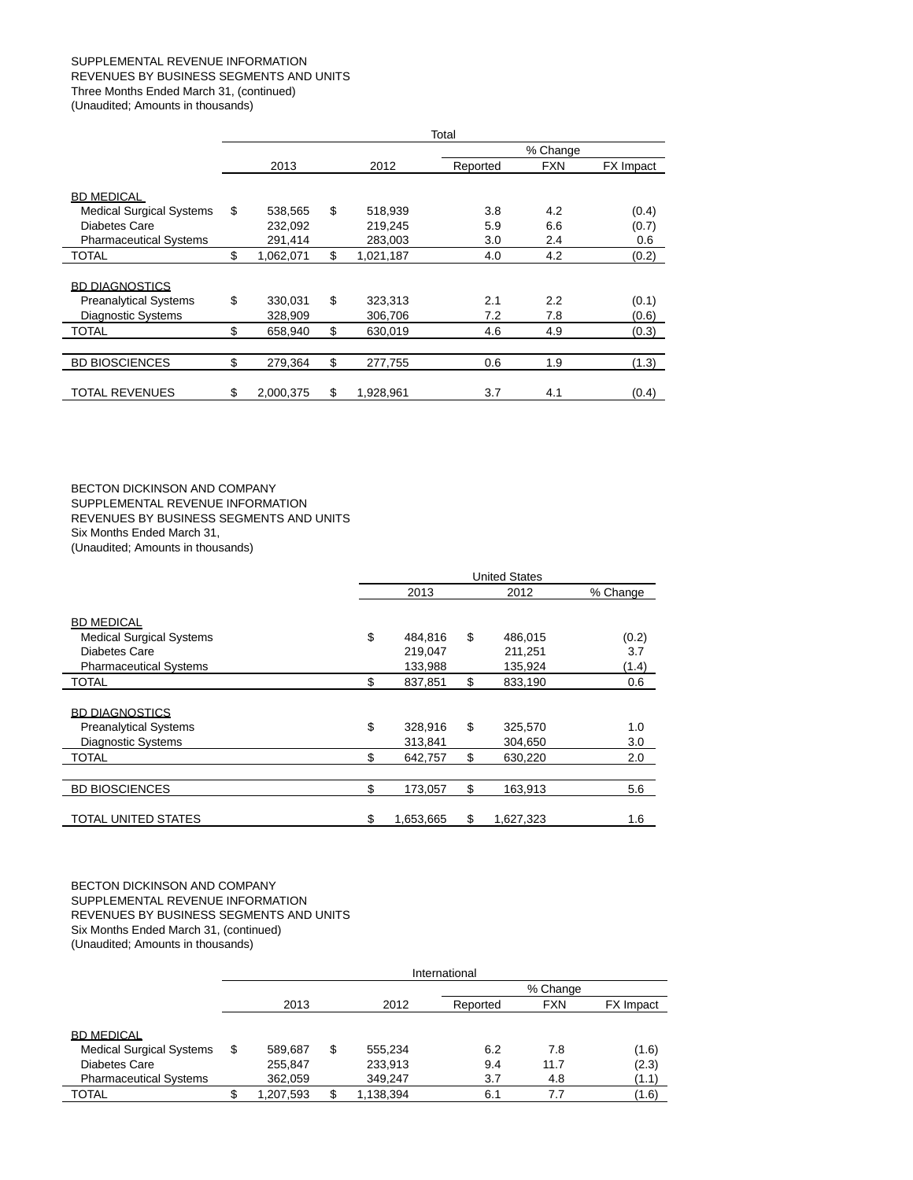SUPPLEMENTAL REVENUE INFORMATION
REVENUES BY BUSINESS SEGMENTS AND UNITS
Three Months Ended March 31, (continued)
(Unaudited; Amounts in thousands)

| | Total | | | | |
|---|---|---|---|---|---|
| | | | % Change | | |
| | 2013 | 2012 | Reported | FXN | FX Impact |
| BD MEDICAL | | | | | |
| Medical Surgical Systems | $ 538,565 | $ 518,939 | 3.8 | 4.2 | (0.4) |
| Diabetes Care | 232,092 | 219,245 | 5.9 | 6.6 | (0.7) |
| Pharmaceutical Systems | 291,414 | 283,003 | 3.0 | 2.4 | 0.6 |
| TOTAL | $ 1,062,071 | $ 1,021,187 | 4.0 | 4.2 | (0.2) |
| BD DIAGNOSTICS | | | | | |
| Preanalytical Systems | $ 330,031 | $ 323,313 | 2.1 | 2.2 | (0.1) |
| Diagnostic Systems | 328,909 | 306,706 | 7.2 | 7.8 | (0.6) |
| TOTAL | $ 658,940 | $ 630,019 | 4.6 | 4.9 | (0.3) |
| BD BIOSCIENCES | $ 279,364 | $ 277,755 | 0.6 | 1.9 | (1.3) |
| TOTAL REVENUES | $ 2,000,375 | $ 1,928,961 | 3.7 | 4.1 | (0.4) |

BECTON DICKINSON AND COMPANY
SUPPLEMENTAL REVENUE INFORMATION
REVENUES BY BUSINESS SEGMENTS AND UNITS
Six Months Ended March 31,
(Unaudited; Amounts in thousands)

| | United States | | |
|---|---|---|---|
| | 2013 | 2012 | % Change |
| BD MEDICAL | | | |
| Medical Surgical Systems | $ 484,816 | $ 486,015 | (0.2) |
| Diabetes Care | 219,047 | 211,251 | 3.7 |
| Pharmaceutical Systems | 133,988 | 135,924 | (1.4) |
| TOTAL | $ 837,851 | $ 833,190 | 0.6 |
| BD DIAGNOSTICS | | | |
| Preanalytical Systems | $ 328,916 | $ 325,570 | 1.0 |
| Diagnostic Systems | 313,841 | 304,650 | 3.0 |
| TOTAL | $ 642,757 | $ 630,220 | 2.0 |
| BD BIOSCIENCES | $ 173,057 | $ 163,913 | 5.6 |
| TOTAL UNITED STATES | $ 1,653,665 | $ 1,627,323 | 1.6 |

BECTON DICKINSON AND COMPANY
SUPPLEMENTAL REVENUE INFORMATION
REVENUES BY BUSINESS SEGMENTS AND UNITS
Six Months Ended March 31, (continued)
(Unaudited; Amounts in thousands)

| | International | | | | |
|---|---|---|---|---|---|
| | | | % Change | | |
| | 2013 | 2012 | Reported | FXN | FX Impact |
| BD MEDICAL | | | | | |
| Medical Surgical Systems | $ 589,687 | $ 555,234 | 6.2 | 7.8 | (1.6) |
| Diabetes Care | 255,847 | 233,913 | 9.4 | 11.7 | (2.3) |
| Pharmaceutical Systems | 362,059 | 349,247 | 3.7 | 4.8 | (1.1) |
| TOTAL | $ 1,207,593 | $ 1,138,394 | 6.1 | 7.7 | (1.6) |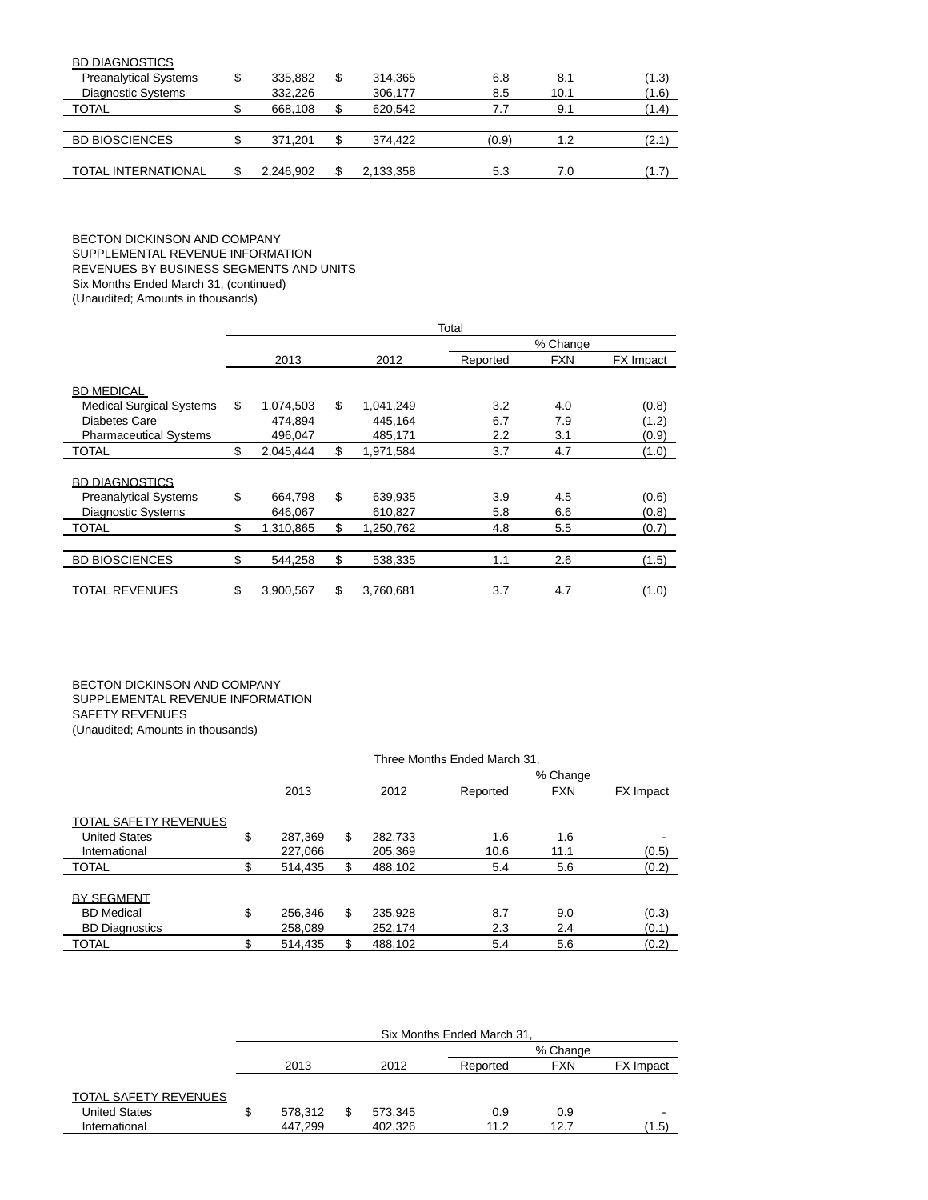| | 2013 | 2012 | Reported | FXN | FX Impact |
|---|---|---|---|---|---|
| BD DIAGNOSTICS | | | | | |
| Preanalytical Systems | $ 335,882 | $ 314,365 | 6.8 | 8.1 | (1.3) |
| Diagnostic Systems | 332,226 | 306,177 | 8.5 | 10.1 | (1.6) |
| TOTAL | $ 668,108 | $ 620,542 | 7.7 | 9.1 | (1.4) |
| | | | | | |
| BD BIOSCIENCES | $ 371,201 | $ 374,422 | (0.9) | 1.2 | (2.1) |
| | | | | | |
| TOTAL INTERNATIONAL | $ 2,246,902 | $ 2,133,358 | 5.3 | 7.0 | (1.7) |

BECTON DICKINSON AND COMPANY
SUPPLEMENTAL REVENUE INFORMATION
REVENUES BY BUSINESS SEGMENTS AND UNITS
Six Months Ended March 31, (continued)
(Unaudited; Amounts in thousands)

| | Total | | | | |
|---|---|---|---|---|---|
| | | | % Change | | |
| | 2013 | 2012 | Reported | FXN | FX Impact |
| BD MEDICAL | | | | | |
| Medical Surgical Systems | $ 1,074,503 | $ 1,041,249 | 3.2 | 4.0 | (0.8) |
| Diabetes Care | 474,894 | 445,164 | 6.7 | 7.9 | (1.2) |
| Pharmaceutical Systems | 496,047 | 485,171 | 2.2 | 3.1 | (0.9) |
| TOTAL | $ 2,045,444 | $ 1,971,584 | 3.7 | 4.7 | (1.0) |
| | | | | | |
| BD DIAGNOSTICS | | | | | |
| Preanalytical Systems | $ 664,798 | $ 639,935 | 3.9 | 4.5 | (0.6) |
| Diagnostic Systems | 646,067 | 610,827 | 5.8 | 6.6 | (0.8) |
| TOTAL | $ 1,310,865 | $ 1,250,762 | 4.8 | 5.5 | (0.7) |
| | | | | | |
| BD BIOSCIENCES | $ 544,258 | $ 538,335 | 1.1 | 2.6 | (1.5) |
| | | | | | |
| TOTAL REVENUES | $ 3,900,567 | $ 3,760,681 | 3.7 | 4.7 | (1.0) |

BECTON DICKINSON AND COMPANY
SUPPLEMENTAL REVENUE INFORMATION
SAFETY REVENUES
(Unaudited; Amounts in thousands)

| | Three Months Ended March 31, | | | | |
|---|---|---|---|---|---|
| | | | % Change | | |
| | 2013 | 2012 | Reported | FXN | FX Impact |
| TOTAL SAFETY REVENUES | | | | | |
| United States | $ 287,369 | $ 282,733 | 1.6 | 1.6 | - |
| International | 227,066 | 205,369 | 10.6 | 11.1 | (0.5) |
| TOTAL | $ 514,435 | $ 488,102 | 5.4 | 5.6 | (0.2) |
| | | | | | |
| BY SEGMENT | | | | | |
| BD Medical | $ 256,346 | $ 235,928 | 8.7 | 9.0 | (0.3) |
| BD Diagnostics | 258,089 | 252,174 | 2.3 | 2.4 | (0.1) |
| TOTAL | $ 514,435 | $ 488,102 | 5.4 | 5.6 | (0.2) |

| | Six Months Ended March 31, | | | | |
|---|---|---|---|---|---|
| | | | % Change | | |
| | 2013 | 2012 | Reported | FXN | FX Impact |
| TOTAL SAFETY REVENUES | | | | | |
| United States | $ 578,312 | $ 573,345 | 0.9 | 0.9 | - |
| International | 447,299 | 402,326 | 11.2 | 12.7 | (1.5) |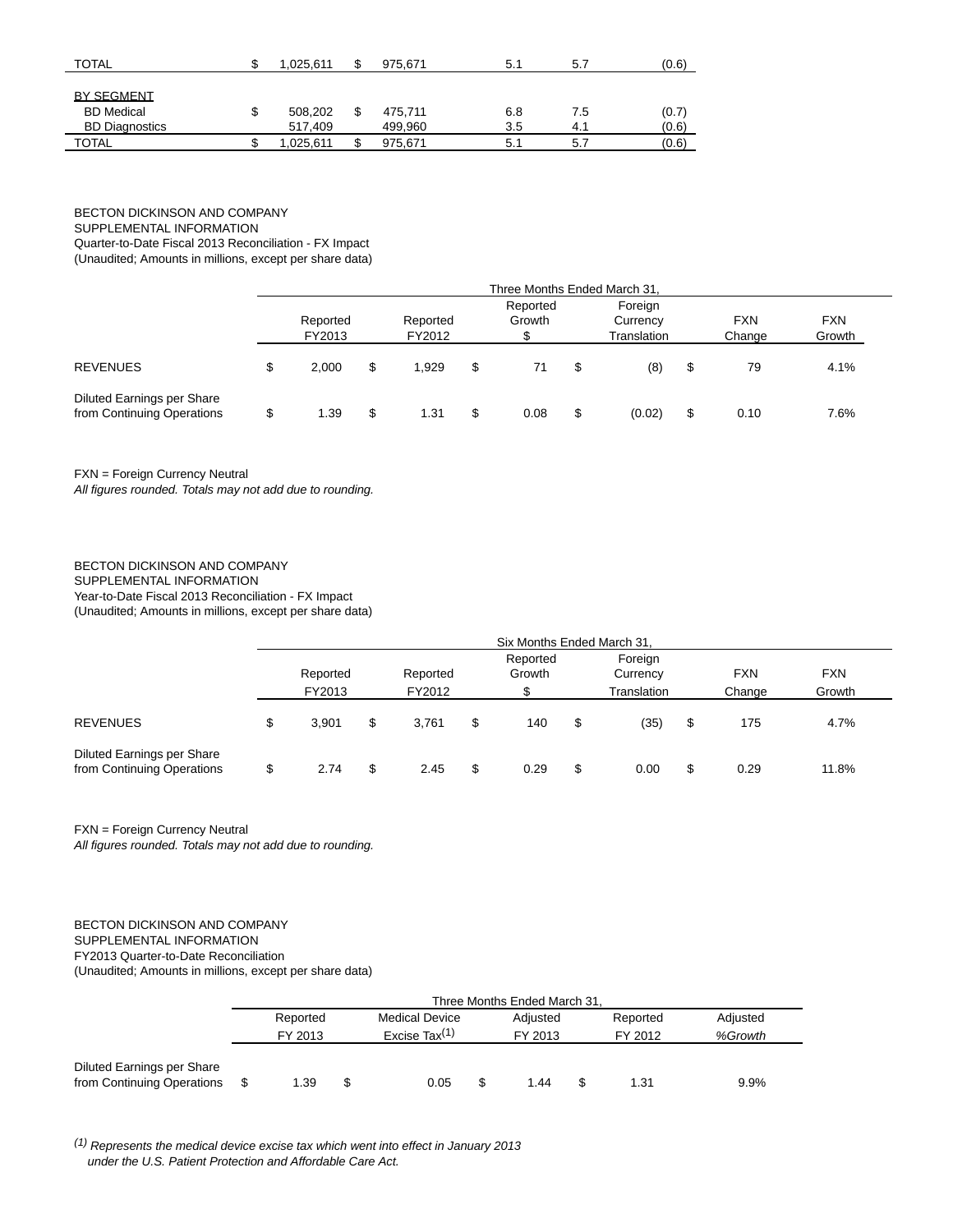| | | | | | | | |
|---|---|---|---|---|---|---|---|
| TOTAL | $ | 1,025,611 | $ | 975,671 | 5.1 | 5.7 | (0.6) |
| | | | | | | | |
| BY SEGMENT | | | | | | | |
| BD Medical | $ | 508,202 | $ | 475,711 | 6.8 | 7.5 | (0.7) |
| BD Diagnostics | | 517,409 | | 499,960 | 3.5 | 4.1 | (0.6) |
| TOTAL | $ | 1,025,611 | $ | 975,671 | 5.1 | 5.7 | (0.6) |

BECTON DICKINSON AND COMPANY
SUPPLEMENTAL INFORMATION
Quarter-to-Date Fiscal 2013 Reconciliation - FX Impact
(Unaudited; Amounts in millions, except per share data)

| | Three Months Ended March 31, | | | | | |
|---|---|---|---|---|---|---|
| | Reported FY2013 | Reported FY2012 | Reported Growth $ | Foreign Currency Translation | FXN Change | FXN Growth |
| REVENUES | $ 2,000 | $ 1,929 | $ 71 | $ (8) | $ 79 | 4.1% |
| Diluted Earnings per Share from Continuing Operations | $ 1.39 | $ 1.31 | $ 0.08 | $ (0.02) | $ 0.10 | 7.6% |

FXN = Foreign Currency Neutral
*All figures rounded. Totals may not add due to rounding.*

BECTON DICKINSON AND COMPANY
SUPPLEMENTAL INFORMATION
Year-to-Date Fiscal 2013 Reconciliation - FX Impact
(Unaudited; Amounts in millions, except per share data)

| | Six Months Ended March 31, | | | | | |
|---|---|---|---|---|---|---|
| | Reported FY2013 | Reported FY2012 | Reported Growth $ | Foreign Currency Translation | FXN Change | FXN Growth |
| REVENUES | $ 3,901 | $ 3,761 | $ 140 | $ (35) | $ 175 | 4.7% |
| Diluted Earnings per Share from Continuing Operations | $ 2.74 | $ 2.45 | $ 0.29 | $ 0.00 | $ 0.29 | 11.8% |

FXN = Foreign Currency Neutral
*All figures rounded. Totals may not add due to rounding.*

BECTON DICKINSON AND COMPANY
SUPPLEMENTAL INFORMATION
FY2013 Quarter-to-Date Reconciliation
(Unaudited; Amounts in millions, except per share data)

| | Three Months Ended March 31, | | | | |
|---|---|---|---|---|---|
| | Reported FY 2013 | Medical Device Excise Tax[1] | Adjusted FY 2013 | Reported FY 2012 | Adjusted *%Growth* |
| Diluted Earnings per Share from Continuing Operations | $ 1.39 | $ 0.05 | $ 1.44 | $ 1.31 | 9.9% |

*[1] Represents the medical device excise tax which went into effect in January 2013 under the U.S. Patient Protection and Affordable Care Act.*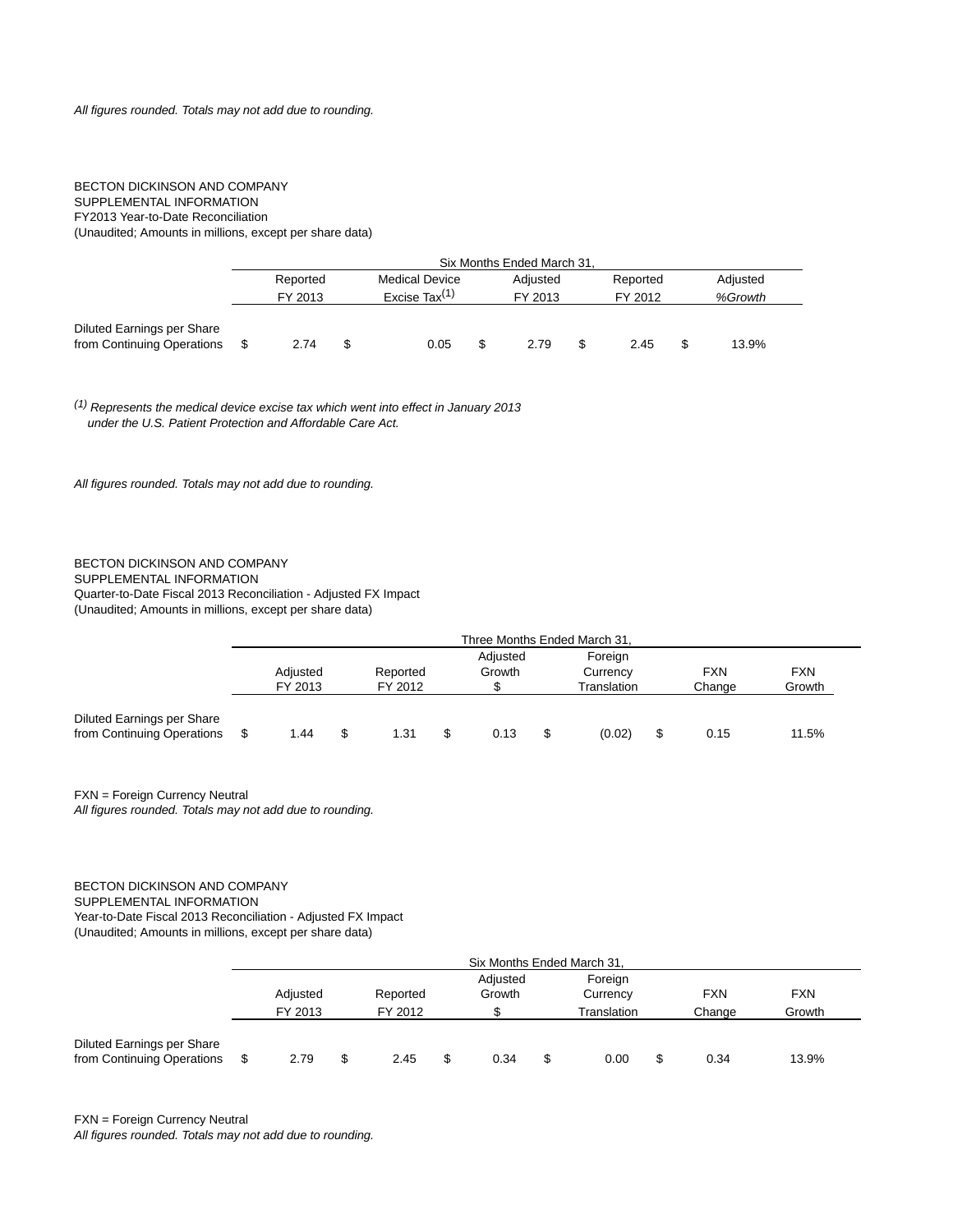*All figures rounded. Totals may not add due to rounding.*

BECTON DICKINSON AND COMPANY
SUPPLEMENTAL INFORMATION
FY2013 Year-to-Date Reconciliation
(Unaudited; Amounts in millions, except per share data)

| | Six Months Ended March 31, | | | | |
|---|---|---|---|---|---|
| | Reported FY 2013 | Medical Device Excise Tax[1] | Adjusted FY 2013 | Reported FY 2012 | Adjusted %Growth |
| Diluted Earnings per Share from Continuing Operations | $ 2.74 | $ 0.05 | $ 2.79 | $ 2.45 | $ 13.9% |

*[1] Represents the medical device excise tax which went into effect in January 2013 under the U.S. Patient Protection and Affordable Care Act.*

*All figures rounded. Totals may not add due to rounding.*

BECTON DICKINSON AND COMPANY
SUPPLEMENTAL INFORMATION
Quarter-to-Date Fiscal 2013 Reconciliation - Adjusted FX Impact
(Unaudited; Amounts in millions, except per share data)

| | Three Months Ended March 31, | | | | | |
|---|---|---|---|---|---|---|
| | Adjusted FY 2013 | Reported FY 2012 | Adjusted Growth $ | Foreign Currency Translation | FXN Change | FXN Growth |
| Diluted Earnings per Share from Continuing Operations | $ 1.44 | $ 1.31 | $ 0.13 | $ (0.02) | $ 0.15 | 11.5% |

FXN = Foreign Currency Neutral
*All figures rounded. Totals may not add due to rounding.*

BECTON DICKINSON AND COMPANY
SUPPLEMENTAL INFORMATION
Year-to-Date Fiscal 2013 Reconciliation - Adjusted FX Impact
(Unaudited; Amounts in millions, except per share data)

| | Six Months Ended March 31, | | | | | |
|---|---|---|---|---|---|---|
| | Adjusted FY 2013 | Reported FY 2012 | Adjusted Growth $ | Foreign Currency Translation | FXN Change | FXN Growth |
| Diluted Earnings per Share from Continuing Operations | $ 2.79 | $ 2.45 | $ 0.34 | $ 0.00 | $ 0.34 | 13.9% |

FXN = Foreign Currency Neutral
*All figures rounded. Totals may not add due to rounding.*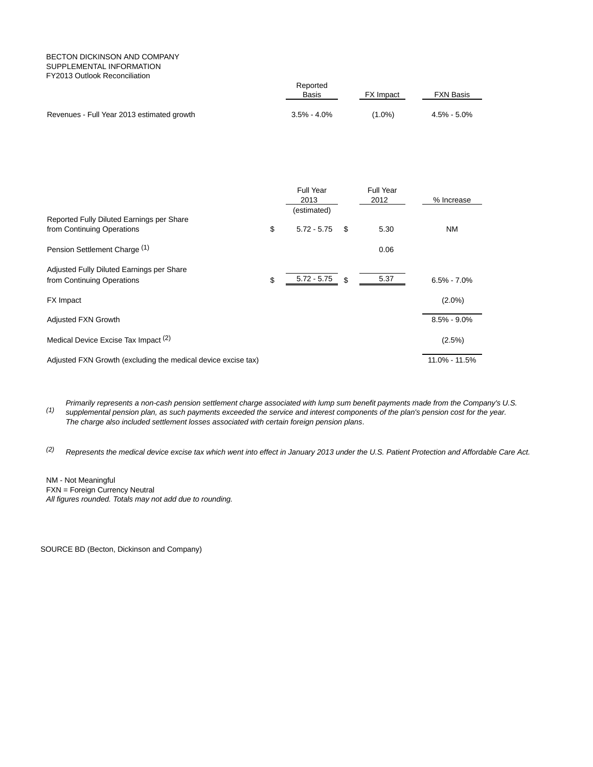BECTON DICKINSON AND COMPANY
SUPPLEMENTAL INFORMATION
FY2013 Outlook Reconciliation

| | Reported Basis | FX Impact | FXN Basis |
|---|---|---|---|
| Revenues - Full Year 2013 estimated growth | 3.5% - 4.0% | (1.0%) | 4.5% - 5.0% |

| | Full Year 2013 (estimated) | Full Year 2012 | % Increase |
|---|---|---|---|
| Reported Fully Diluted Earnings per Share from Continuing Operations | $ 5.72 - 5.75 | $ 5.30 | NM |
| Pension Settlement Charge [1] | | 0.06 | |
| Adjusted Fully Diluted Earnings per Share from Continuing Operations | $ 5.72 - 5.75 | $ 5.37 | 6.5% - 7.0% |
| FX Impact | | | (2.0%) |
| Adjusted FXN Growth | | | 8.5% - 9.0% |
| Medical Device Excise Tax Impact [2] | | | (2.5%) |
| Adjusted FXN Growth (excluding the medical device excise tax) | | | 11.0% - 11.5% |

(1) *Primarily represents a non-cash pension settlement charge associated with lump sum benefit payments made from the Company's U.S. supplemental pension plan, as such payments exceeded the service and interest components of the plan's pension cost for the year. The charge also included settlement losses associated with certain foreign pension plans.*

(2) *Represents the medical device excise tax which went into effect in January 2013 under the U.S. Patient Protection and Affordable Care Act.*

NM - Not Meaningful
FXN = Foreign Currency Neutral
*All figures rounded. Totals may not add due to rounding.*

SOURCE BD (Becton, Dickinson and Company)